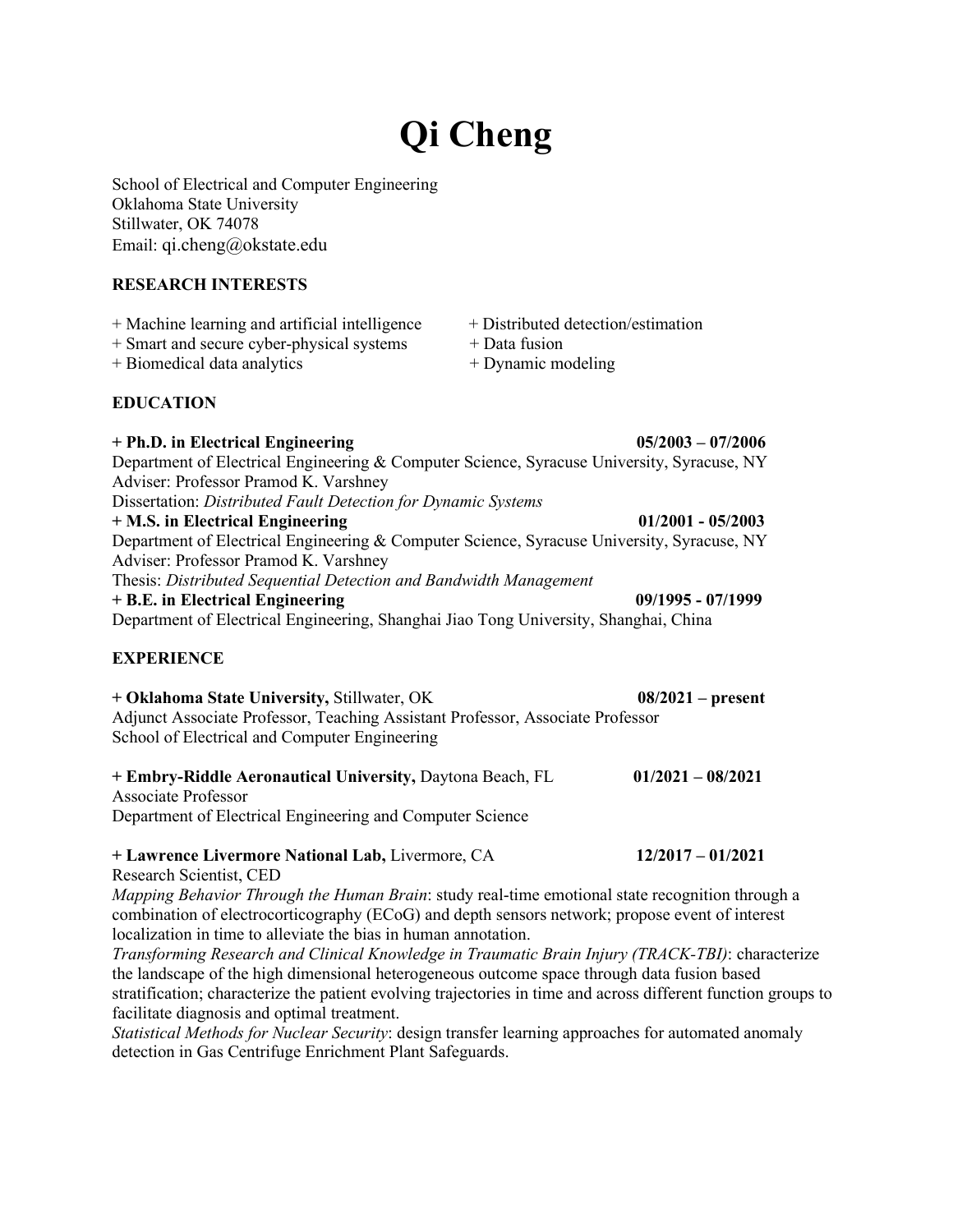# Qi Cheng

School of Electrical and Computer Engineering
Oklahoma State University
Stillwater, OK 74078
Email: qi.cheng@okstate.edu

## RESEARCH INTERESTS

+ Machine learning and artificial intelligence
+ Smart and secure cyber-physical systems
+ Biomedical data analytics
+ Distributed detection/estimation
+ Data fusion
+ Dynamic modeling

## EDUCATION

**+ Ph.D. in Electrical Engineering** **05/2003 – 07/2006**
Department of Electrical Engineering & Computer Science, Syracuse University, Syracuse, NY
Adviser: Professor Pramod K. Varshney
Dissertation: *Distributed Fault Detection for Dynamic Systems*

**+ M.S. in Electrical Engineering** **01/2001 - 05/2003**
Department of Electrical Engineering & Computer Science, Syracuse University, Syracuse, NY
Adviser: Professor Pramod K. Varshney
Thesis: *Distributed Sequential Detection and Bandwidth Management*

**+ B.E. in Electrical Engineering** **09/1995 - 07/1999**
Department of Electrical Engineering, Shanghai Jiao Tong University, Shanghai, China

## EXPERIENCE

**+ Oklahoma State University,** Stillwater, OK **08/2021 – present**
Adjunct Associate Professor, Teaching Assistant Professor, Associate Professor
School of Electrical and Computer Engineering

**+ Embry-Riddle Aeronautical University,** Daytona Beach, FL **01/2021 – 08/2021**
Associate Professor
Department of Electrical Engineering and Computer Science

**+ Lawrence Livermore National Lab,** Livermore, CA **12/2017 – 01/2021**
Research Scientist, CED
*Mapping Behavior Through the Human Brain*: study real-time emotional state recognition through a combination of electrocorticography (ECoG) and depth sensors network; propose event of interest localization in time to alleviate the bias in human annotation.
*Transforming Research and Clinical Knowledge in Traumatic Brain Injury (TRACK-TBI)*: characterize the landscape of the high dimensional heterogeneous outcome space through data fusion based stratification; characterize the patient evolving trajectories in time and across different function groups to facilitate diagnosis and optimal treatment.
*Statistical Methods for Nuclear Security*: design transfer learning approaches for automated anomaly detection in Gas Centrifuge Enrichment Plant Safeguards.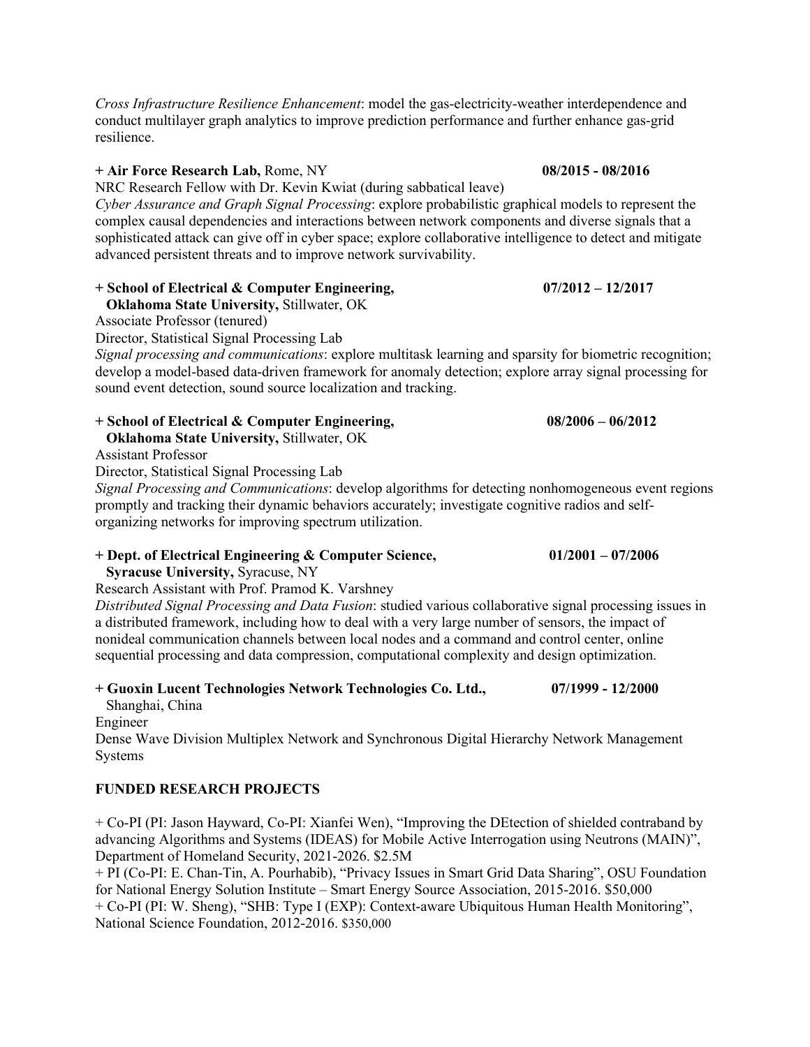*Cross Infrastructure Resilience Enhancement*: model the gas-electricity-weather interdependence and conduct multilayer graph analytics to improve prediction performance and further enhance gas-grid resilience.

**+ Air Force Research Lab,** Rome, NY **08/2015 - 08/2016**
NRC Research Fellow with Dr. Kevin Kwiat (during sabbatical leave)
*Cyber Assurance and Graph Signal Processing*: explore probabilistic graphical models to represent the complex causal dependencies and interactions between network components and diverse signals that a sophisticated attack can give off in cyber space; explore collaborative intelligence to detect and mitigate advanced persistent threats and to improve network survivability.

**+ School of Electrical & Computer Engineering, Oklahoma State University,** Stillwater, OK **07/2012 – 12/2017**
Associate Professor (tenured)
Director, Statistical Signal Processing Lab
*Signal processing and communications*: explore multitask learning and sparsity for biometric recognition; develop a model-based data-driven framework for anomaly detection; explore array signal processing for sound event detection, sound source localization and tracking.

**+ School of Electrical & Computer Engineering, Oklahoma State University,** Stillwater, OK **08/2006 – 06/2012**
Assistant Professor
Director, Statistical Signal Processing Lab
*Signal Processing and Communications*: develop algorithms for detecting nonhomogeneous event regions promptly and tracking their dynamic behaviors accurately; investigate cognitive radios and self-organizing networks for improving spectrum utilization.

**+ Dept. of Electrical Engineering & Computer Science, Syracuse University,** Syracuse, NY **01/2001 – 07/2006**
Research Assistant with Prof. Pramod K. Varshney
*Distributed Signal Processing and Data Fusion*: studied various collaborative signal processing issues in a distributed framework, including how to deal with a very large number of sensors, the impact of nonideal communication channels between local nodes and a command and control center, online sequential processing and data compression, computational complexity and design optimization.

**+ Guoxin Lucent Technologies Network Technologies Co. Ltd.,** Shanghai, China **07/1999 - 12/2000**
Engineer
Dense Wave Division Multiplex Network and Synchronous Digital Hierarchy Network Management Systems

## FUNDED RESEARCH PROJECTS

+ Co-PI (PI: Jason Hayward, Co-PI: Xianfei Wen), "Improving the DEtection of shielded contraband by advancing Algorithms and Systems (IDEAS) for Mobile Active Interrogation using Neutrons (MAIN)", Department of Homeland Security, 2021-2026. $2.5M
+ PI (Co-PI: E. Chan-Tin, A. Pourhabib), "Privacy Issues in Smart Grid Data Sharing", OSU Foundation for National Energy Solution Institute – Smart Energy Source Association, 2015-2016. $50,000
+ Co-PI (PI: W. Sheng), "SHB: Type I (EXP): Context-aware Ubiquitous Human Health Monitoring", National Science Foundation, 2012-2016. $350,000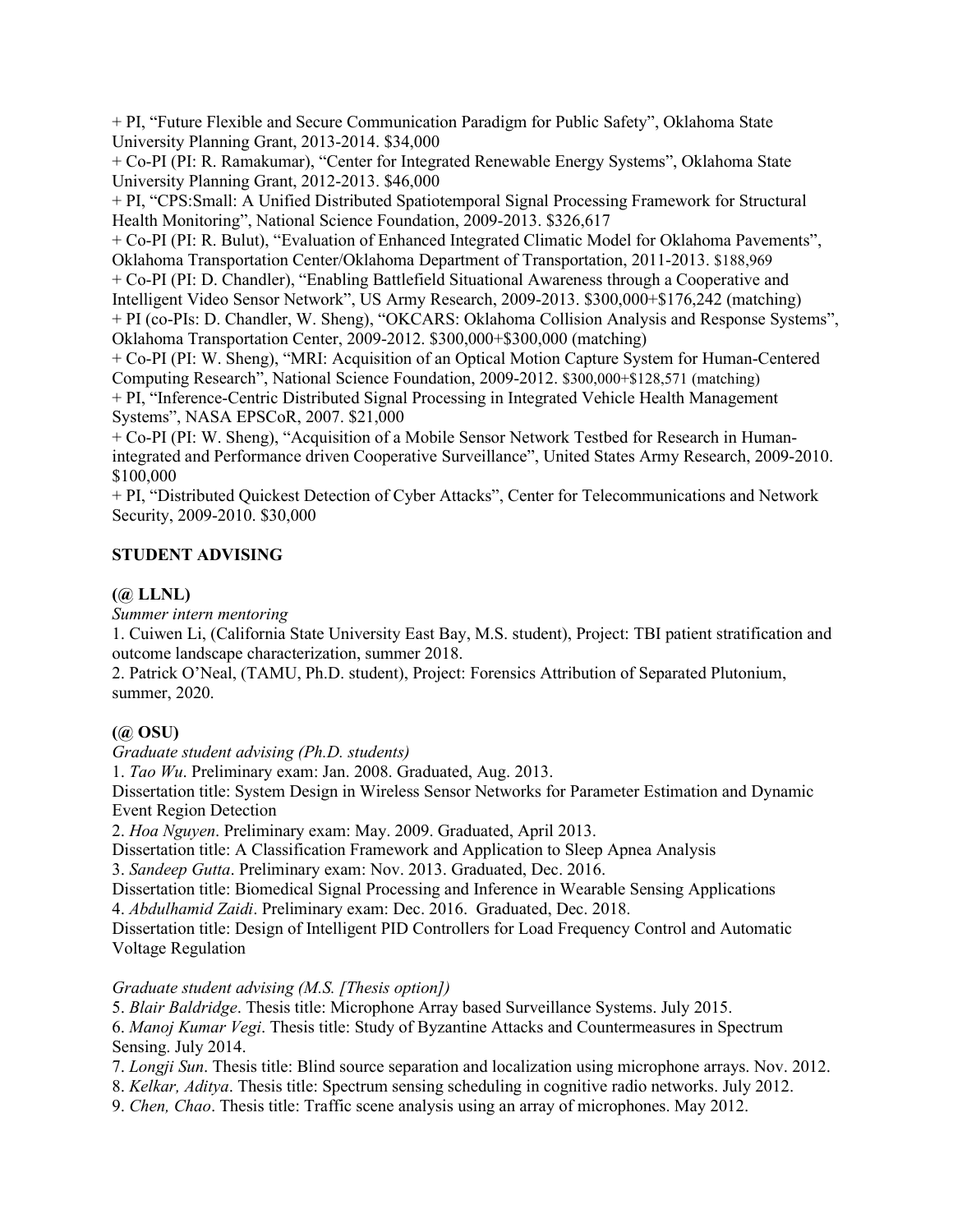+ PI, “Future Flexible and Secure Communication Paradigm for Public Safety”, Oklahoma State University Planning Grant, 2013-2014. $34,000  
+ Co-PI (PI: R. Ramakumar), “Center for Integrated Renewable Energy Systems”, Oklahoma State University Planning Grant, 2012-2013. $46,000  
+ PI, “CPS:Small: A Unified Distributed Spatiotemporal Signal Processing Framework for Structural Health Monitoring”, National Science Foundation, 2009-2013. $326,617  
+ Co-PI (PI: R. Bulut), “Evaluation of Enhanced Integrated Climatic Model for Oklahoma Pavements”, Oklahoma Transportation Center/Oklahoma Department of Transportation, 2011-2013. $188,969  
+ Co-PI (PI: D. Chandler), “Enabling Battlefield Situational Awareness through a Cooperative and Intelligent Video Sensor Network”, US Army Research, 2009-2013. $300,000+$176,242 (matching)  
+ PI (co-PIs: D. Chandler, W. Sheng), “OKCARS: Oklahoma Collision Analysis and Response Systems”, Oklahoma Transportation Center, 2009-2012. $300,000+$300,000 (matching)  
+ Co-PI (PI: W. Sheng), “MRI: Acquisition of an Optical Motion Capture System for Human-Centered Computing Research”, National Science Foundation, 2009-2012. $300,000+$128,571 (matching)  
+ PI, “Inference-Centric Distributed Signal Processing in Integrated Vehicle Health Management Systems”, NASA EPSCoR, 2007. $21,000  
+ Co-PI (PI: W. Sheng), “Acquisition of a Mobile Sensor Network Testbed for Research in Human-integrated and Performance driven Cooperative Surveillance”, United States Army Research, 2009-2010. $100,000  
+ PI, “Distributed Quickest Detection of Cyber Attacks”, Center for Telecommunications and Network Security, 2009-2010. $30,000

## STUDENT ADVISING

### (@ LLNL)

*Summer intern mentoring*

1. Cuiwen Li, (California State University East Bay, M.S. student), Project: TBI patient stratification and outcome landscape characterization, summer 2018.
2. Patrick O’Neal, (TAMU, Ph.D. student), Project: Forensics Attribution of Separated Plutonium, summer, 2020.

### (@ OSU)

*Graduate student advising (Ph.D. students)*

1. *Tao Wu*. Preliminary exam: Jan. 2008. Graduated, Aug. 2013.  
Dissertation title: System Design in Wireless Sensor Networks for Parameter Estimation and Dynamic Event Region Detection
2. *Hoa Nguyen*. Preliminary exam: May. 2009. Graduated, April 2013.  
Dissertation title: A Classification Framework and Application to Sleep Apnea Analysis
3. *Sandeep Gutta*. Preliminary exam: Nov. 2013. Graduated, Dec. 2016.  
Dissertation title: Biomedical Signal Processing and Inference in Wearable Sensing Applications
4. *Abdulhamid Zaidi*. Preliminary exam: Dec. 2016. Graduated, Dec. 2018.  
Dissertation title: Design of Intelligent PID Controllers for Load Frequency Control and Automatic Voltage Regulation

*Graduate student advising (M.S. [Thesis option])*

5. *Blair Baldridge*. Thesis title: Microphone Array based Surveillance Systems. July 2015.
6. *Manoj Kumar Vegi*. Thesis title: Study of Byzantine Attacks and Countermeasures in Spectrum Sensing. July 2014.
7. *Longji Sun*. Thesis title: Blind source separation and localization using microphone arrays. Nov. 2012.
8. *Kelkar, Aditya*. Thesis title: Spectrum sensing scheduling in cognitive radio networks. July 2012.
9. *Chen, Chao*. Thesis title: Traffic scene analysis using an array of microphones. May 2012.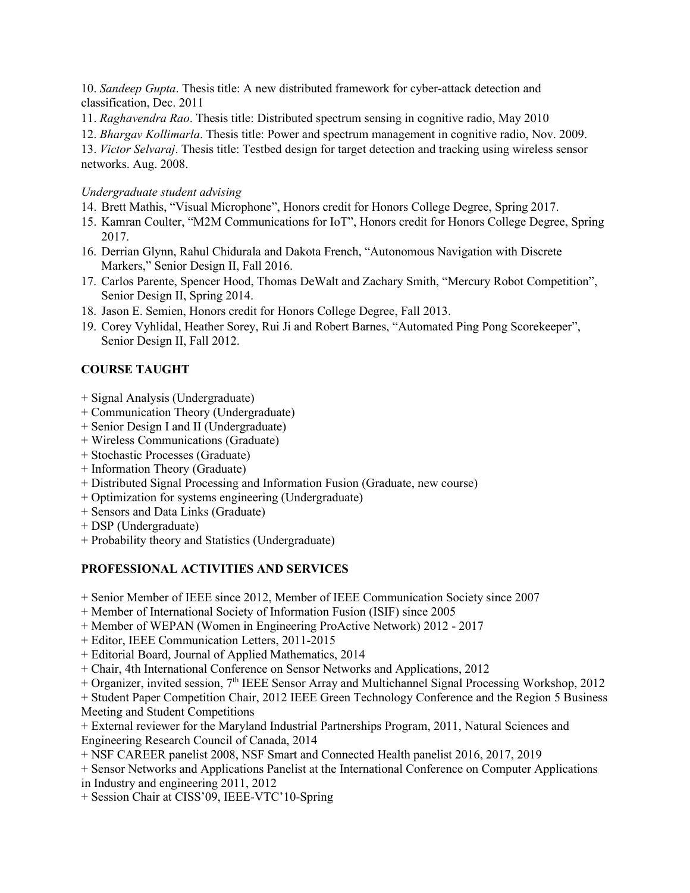10. *Sandeep Gupta*. Thesis title: A new distributed framework for cyber-attack detection and classification, Dec. 2011
11. *Raghavendra Rao*. Thesis title: Distributed spectrum sensing in cognitive radio, May 2010
12. *Bhargav Kollimarla*. Thesis title: Power and spectrum management in cognitive radio, Nov. 2009.
13. *Victor Selvaraj*. Thesis title: Testbed design for target detection and tracking using wireless sensor networks. Aug. 2008.

*Undergraduate student advising*

14. Brett Mathis, "Visual Microphone", Honors credit for Honors College Degree, Spring 2017.
15. Kamran Coulter, "M2M Communications for IoT", Honors credit for Honors College Degree, Spring 2017.
16. Derrian Glynn, Rahul Chidurala and Dakota French, "Autonomous Navigation with Discrete Markers," Senior Design II, Fall 2016.
17. Carlos Parente, Spencer Hood, Thomas DeWalt and Zachary Smith, "Mercury Robot Competition", Senior Design II, Spring 2014.
18. Jason E. Semien, Honors credit for Honors College Degree, Fall 2013.
19. Corey Vyhlidal, Heather Sorey, Rui Ji and Robert Barnes, "Automated Ping Pong Scorekeeper", Senior Design II, Fall 2012.

## COURSE TAUGHT

+ Signal Analysis (Undergraduate)
+ Communication Theory (Undergraduate)
+ Senior Design I and II (Undergraduate)
+ Wireless Communications (Graduate)
+ Stochastic Processes (Graduate)
+ Information Theory (Graduate)
+ Distributed Signal Processing and Information Fusion (Graduate, new course)
+ Optimization for systems engineering (Undergraduate)
+ Sensors and Data Links (Graduate)
+ DSP (Undergraduate)
+ Probability theory and Statistics (Undergraduate)

## PROFESSIONAL ACTIVITIES AND SERVICES

+ Senior Member of IEEE since 2012, Member of IEEE Communication Society since 2007
+ Member of International Society of Information Fusion (ISIF) since 2005
+ Member of WEPAN (Women in Engineering ProActive Network) 2012 - 2017
+ Editor, IEEE Communication Letters, 2011-2015
+ Editorial Board, Journal of Applied Mathematics, 2014
+ Chair, 4th International Conference on Sensor Networks and Applications, 2012
+ Organizer, invited session, 7th IEEE Sensor Array and Multichannel Signal Processing Workshop, 2012
+ Student Paper Competition Chair, 2012 IEEE Green Technology Conference and the Region 5 Business Meeting and Student Competitions
+ External reviewer for the Maryland Industrial Partnerships Program, 2011, Natural Sciences and Engineering Research Council of Canada, 2014
+ NSF CAREER panelist 2008, NSF Smart and Connected Health panelist 2016, 2017, 2019
+ Sensor Networks and Applications Panelist at the International Conference on Computer Applications in Industry and engineering 2011, 2012
+ Session Chair at CISS'09, IEEE-VTC'10-Spring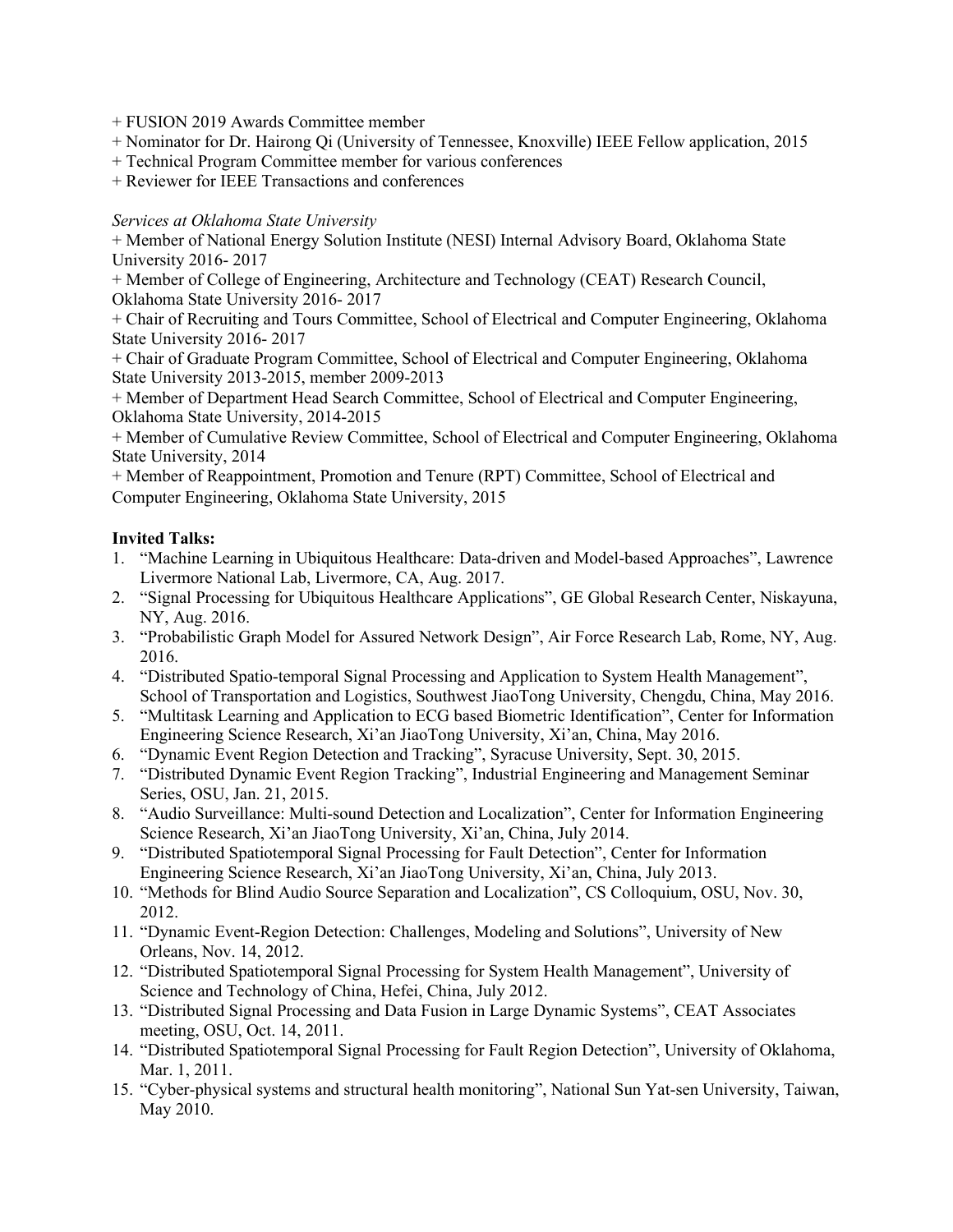+ FUSION 2019 Awards Committee member
+ Nominator for Dr. Hairong Qi (University of Tennessee, Knoxville) IEEE Fellow application, 2015
+ Technical Program Committee member for various conferences
+ Reviewer for IEEE Transactions and conferences

*Services at Oklahoma State University*

+ Member of National Energy Solution Institute (NESI) Internal Advisory Board, Oklahoma State University 2016- 2017
+ Member of College of Engineering, Architecture and Technology (CEAT) Research Council, Oklahoma State University 2016- 2017
+ Chair of Recruiting and Tours Committee, School of Electrical and Computer Engineering, Oklahoma State University 2016- 2017
+ Chair of Graduate Program Committee, School of Electrical and Computer Engineering, Oklahoma State University 2013-2015, member 2009-2013
+ Member of Department Head Search Committee, School of Electrical and Computer Engineering, Oklahoma State University, 2014-2015
+ Member of Cumulative Review Committee, School of Electrical and Computer Engineering, Oklahoma State University, 2014
+ Member of Reappointment, Promotion and Tenure (RPT) Committee, School of Electrical and Computer Engineering, Oklahoma State University, 2015

**Invited Talks:**

1. "Machine Learning in Ubiquitous Healthcare: Data-driven and Model-based Approaches", Lawrence Livermore National Lab, Livermore, CA, Aug. 2017.
2. "Signal Processing for Ubiquitous Healthcare Applications", GE Global Research Center, Niskayuna, NY, Aug. 2016.
3. "Probabilistic Graph Model for Assured Network Design", Air Force Research Lab, Rome, NY, Aug. 2016.
4. "Distributed Spatio-temporal Signal Processing and Application to System Health Management", School of Transportation and Logistics, Southwest JiaoTong University, Chengdu, China, May 2016.
5. "Multitask Learning and Application to ECG based Biometric Identification", Center for Information Engineering Science Research, Xi'an JiaoTong University, Xi'an, China, May 2016.
6. "Dynamic Event Region Detection and Tracking", Syracuse University, Sept. 30, 2015.
7. "Distributed Dynamic Event Region Tracking", Industrial Engineering and Management Seminar Series, OSU, Jan. 21, 2015.
8. "Audio Surveillance: Multi-sound Detection and Localization", Center for Information Engineering Science Research, Xi'an JiaoTong University, Xi'an, China, July 2014.
9. "Distributed Spatiotemporal Signal Processing for Fault Detection", Center for Information Engineering Science Research, Xi'an JiaoTong University, Xi'an, China, July 2013.
10. "Methods for Blind Audio Source Separation and Localization", CS Colloquium, OSU, Nov. 30, 2012.
11. "Dynamic Event-Region Detection: Challenges, Modeling and Solutions", University of New Orleans, Nov. 14, 2012.
12. "Distributed Spatiotemporal Signal Processing for System Health Management", University of Science and Technology of China, Hefei, China, July 2012.
13. "Distributed Signal Processing and Data Fusion in Large Dynamic Systems", CEAT Associates meeting, OSU, Oct. 14, 2011.
14. "Distributed Spatiotemporal Signal Processing for Fault Region Detection", University of Oklahoma, Mar. 1, 2011.
15. "Cyber-physical systems and structural health monitoring", National Sun Yat-sen University, Taiwan, May 2010.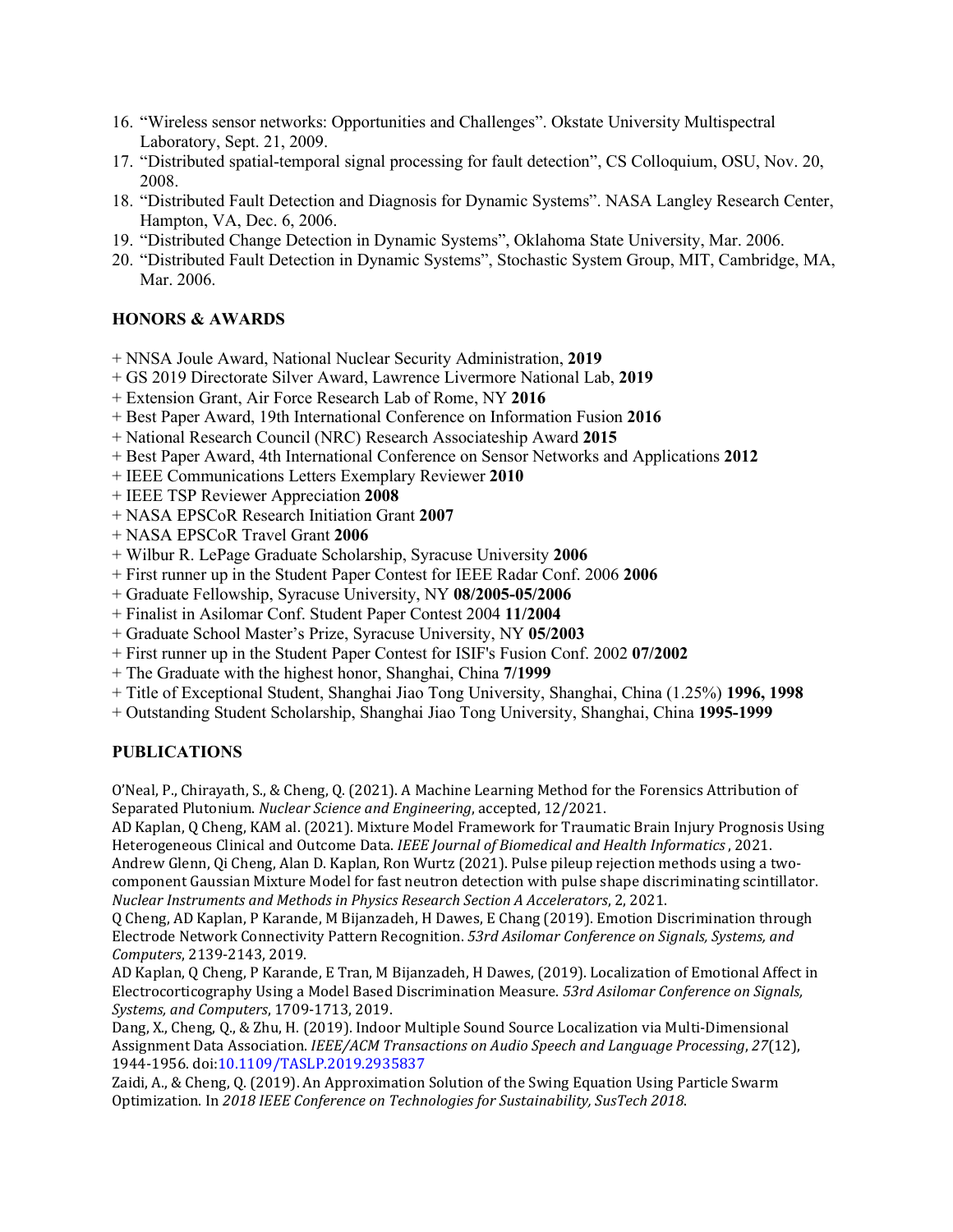16. "Wireless sensor networks: Opportunities and Challenges". Okstate University Multispectral Laboratory, Sept. 21, 2009.
17. "Distributed spatial-temporal signal processing for fault detection", CS Colloquium, OSU, Nov. 20, 2008.
18. "Distributed Fault Detection and Diagnosis for Dynamic Systems". NASA Langley Research Center, Hampton, VA, Dec. 6, 2006.
19. "Distributed Change Detection in Dynamic Systems", Oklahoma State University, Mar. 2006.
20. "Distributed Fault Detection in Dynamic Systems", Stochastic System Group, MIT, Cambridge, MA, Mar. 2006.

## HONORS & AWARDS

+ NNSA Joule Award, National Nuclear Security Administration, **2019**
+ GS 2019 Directorate Silver Award, Lawrence Livermore National Lab, **2019**
+ Extension Grant, Air Force Research Lab of Rome, NY **2016**
+ Best Paper Award, 19th International Conference on Information Fusion **2016**
+ National Research Council (NRC) Research Associateship Award **2015**
+ Best Paper Award, 4th International Conference on Sensor Networks and Applications **2012**
+ IEEE Communications Letters Exemplary Reviewer **2010**
+ IEEE TSP Reviewer Appreciation **2008**
+ NASA EPSCoR Research Initiation Grant **2007**
+ NASA EPSCoR Travel Grant **2006**
+ Wilbur R. LePage Graduate Scholarship, Syracuse University **2006**
+ First runner up in the Student Paper Contest for IEEE Radar Conf. 2006 **2006**
+ Graduate Fellowship, Syracuse University, NY **08/2005-05/2006**
+ Finalist in Asilomar Conf. Student Paper Contest 2004 **11/2004**
+ Graduate School Master's Prize, Syracuse University, NY **05/2003**
+ First runner up in the Student Paper Contest for ISIF's Fusion Conf. 2002 **07/2002**
+ The Graduate with the highest honor, Shanghai, China **7/1999**
+ Title of Exceptional Student, Shanghai Jiao Tong University, Shanghai, China (1.25%) **1996, 1998**
+ Outstanding Student Scholarship, Shanghai Jiao Tong University, Shanghai, China **1995-1999**

## PUBLICATIONS

O'Neal, P., Chirayath, S., & Cheng, Q. (2021). A Machine Learning Method for the Forensics Attribution of Separated Plutonium. *Nuclear Science and Engineering*, accepted, 12/2021.

AD Kaplan, Q Cheng, KAM al. (2021). Mixture Model Framework for Traumatic Brain Injury Prognosis Using Heterogeneous Clinical and Outcome Data. *IEEE Journal of Biomedical and Health Informatics*, 2021.

Andrew Glenn, Qi Cheng, Alan D. Kaplan, Ron Wurtz (2021). Pulse pileup rejection methods using a two-component Gaussian Mixture Model for fast neutron detection with pulse shape discriminating scintillator. *Nuclear Instruments and Methods in Physics Research Section A Accelerators*, 2, 2021.

Q Cheng, AD Kaplan, P Karande, M Bijanzadeh, H Dawes, E Chang (2019). Emotion Discrimination through Electrode Network Connectivity Pattern Recognition. *53rd Asilomar Conference on Signals, Systems, and Computers*, 2139-2143, 2019.

AD Kaplan, Q Cheng, P Karande, E Tran, M Bijanzadeh, H Dawes, (2019). Localization of Emotional Affect in Electrocorticography Using a Model Based Discrimination Measure. *53rd Asilomar Conference on Signals, Systems, and Computers*, 1709-1713, 2019.

Dang, X., Cheng, Q., & Zhu, H. (2019). Indoor Multiple Sound Source Localization via Multi-Dimensional Assignment Data Association. *IEEE/ACM Transactions on Audio Speech and Language Processing*, *27*(12), 1944-1956. doi:10.1109/TASLP.2019.2935837

Zaidi, A., & Cheng, Q. (2019). An Approximation Solution of the Swing Equation Using Particle Swarm Optimization. In *2018 IEEE Conference on Technologies for Sustainability, SusTech 2018*.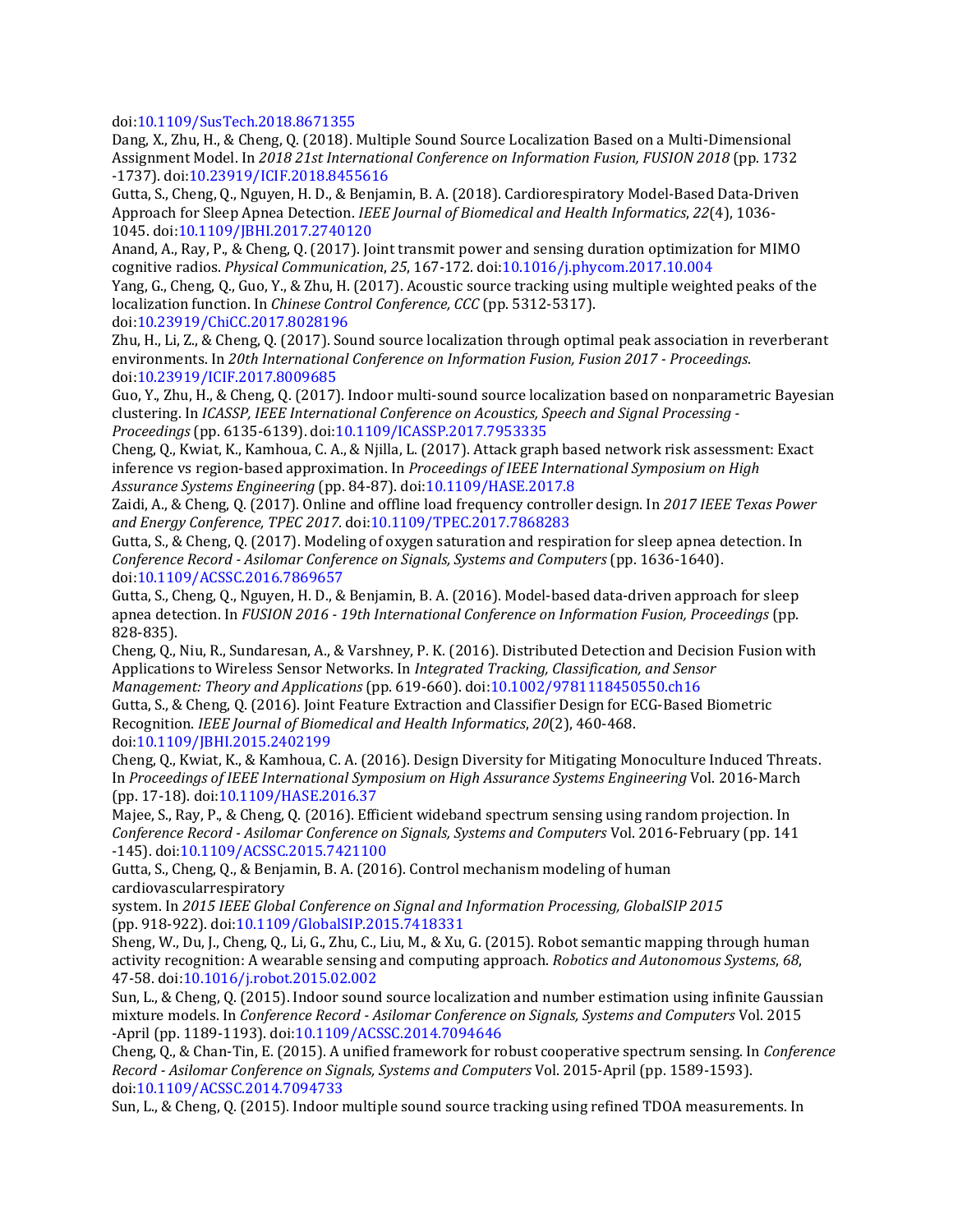doi:10.1109/SusTech.2018.8671355

Dang, X., Zhu, H., & Cheng, Q. (2018). Multiple Sound Source Localization Based on a Multi-Dimensional Assignment Model. In *2018 21st International Conference on Information Fusion, FUSION 2018* (pp. 1732 -1737). doi:10.23919/ICIF.2018.8455616

Gutta, S., Cheng, Q., Nguyen, H. D., & Benjamin, B. A. (2018). Cardiorespiratory Model-Based Data-Driven Approach for Sleep Apnea Detection. *IEEE Journal of Biomedical and Health Informatics*, *22*(4), 1036-1045. doi:10.1109/JBHI.2017.2740120

Anand, A., Ray, P., & Cheng, Q. (2017). Joint transmit power and sensing duration optimization for MIMO cognitive radios. *Physical Communication*, *25*, 167-172. doi:10.1016/j.phycom.2017.10.004

Yang, G., Cheng, Q., Guo, Y., & Zhu, H. (2017). Acoustic source tracking using multiple weighted peaks of the localization function. In *Chinese Control Conference, CCC* (pp. 5312-5317). doi:10.23919/ChiCC.2017.8028196

Zhu, H., Li, Z., & Cheng, Q. (2017). Sound source localization through optimal peak association in reverberant environments. In *20th International Conference on Information Fusion, Fusion 2017 - Proceedings*. doi:10.23919/ICIF.2017.8009685

Guo, Y., Zhu, H., & Cheng, Q. (2017). Indoor multi-sound source localization based on nonparametric Bayesian clustering. In *ICASSP, IEEE International Conference on Acoustics, Speech and Signal Processing - Proceedings* (pp. 6135-6139). doi:10.1109/ICASSP.2017.7953335

Cheng, Q., Kwiat, K., Kamhoua, C. A., & Njilla, L. (2017). Attack graph based network risk assessment: Exact inference vs region-based approximation. In *Proceedings of IEEE International Symposium on High Assurance Systems Engineering* (pp. 84-87). doi:10.1109/HASE.2017.8

Zaidi, A., & Cheng, Q. (2017). Online and offline load frequency controller design. In *2017 IEEE Texas Power and Energy Conference, TPEC 2017*. doi:10.1109/TPEC.2017.7868283

Gutta, S., & Cheng, Q. (2017). Modeling of oxygen saturation and respiration for sleep apnea detection. In *Conference Record - Asilomar Conference on Signals, Systems and Computers* (pp. 1636-1640). doi:10.1109/ACSSC.2016.7869657

Gutta, S., Cheng, Q., Nguyen, H. D., & Benjamin, B. A. (2016). Model-based data-driven approach for sleep apnea detection. In *FUSION 2016 - 19th International Conference on Information Fusion, Proceedings* (pp. 828-835).

Cheng, Q., Niu, R., Sundaresan, A., & Varshney, P. K. (2016). Distributed Detection and Decision Fusion with Applications to Wireless Sensor Networks. In *Integrated Tracking, Classification, and Sensor Management: Theory and Applications* (pp. 619-660). doi:10.1002/9781118450550.ch16

Gutta, S., & Cheng, Q. (2016). Joint Feature Extraction and Classifier Design for ECG-Based Biometric Recognition. *IEEE Journal of Biomedical and Health Informatics*, *20*(2), 460-468. doi:10.1109/JBHI.2015.2402199

Cheng, Q., Kwiat, K., & Kamhoua, C. A. (2016). Design Diversity for Mitigating Monoculture Induced Threats. In *Proceedings of IEEE International Symposium on High Assurance Systems Engineering* Vol. 2016-March (pp. 17-18). doi:10.1109/HASE.2016.37

Majee, S., Ray, P., & Cheng, Q. (2016). Efficient wideband spectrum sensing using random projection. In *Conference Record - Asilomar Conference on Signals, Systems and Computers* Vol. 2016-February (pp. 141 -145). doi:10.1109/ACSSC.2015.7421100

Gutta, S., Cheng, Q., & Benjamin, B. A. (2016). Control mechanism modeling of human cardiovascularrespiratory
system. In *2015 IEEE Global Conference on Signal and Information Processing, GlobalSIP 2015* (pp. 918-922). doi:10.1109/GlobalSIP.2015.7418331

Sheng, W., Du, J., Cheng, Q., Li, G., Zhu, C., Liu, M., & Xu, G. (2015). Robot semantic mapping through human activity recognition: A wearable sensing and computing approach. *Robotics and Autonomous Systems*, *68*, 47-58. doi:10.1016/j.robot.2015.02.002

Sun, L., & Cheng, Q. (2015). Indoor sound source localization and number estimation using infinite Gaussian mixture models. In *Conference Record - Asilomar Conference on Signals, Systems and Computers* Vol. 2015 -April (pp. 1189-1193). doi:10.1109/ACSSC.2014.7094646

Cheng, Q., & Chan-Tin, E. (2015). A unified framework for robust cooperative spectrum sensing. In *Conference Record - Asilomar Conference on Signals, Systems and Computers* Vol. 2015-April (pp. 1589-1593). doi:10.1109/ACSSC.2014.7094733

Sun, L., & Cheng, Q. (2015). Indoor multiple sound source tracking using refined TDOA measurements. In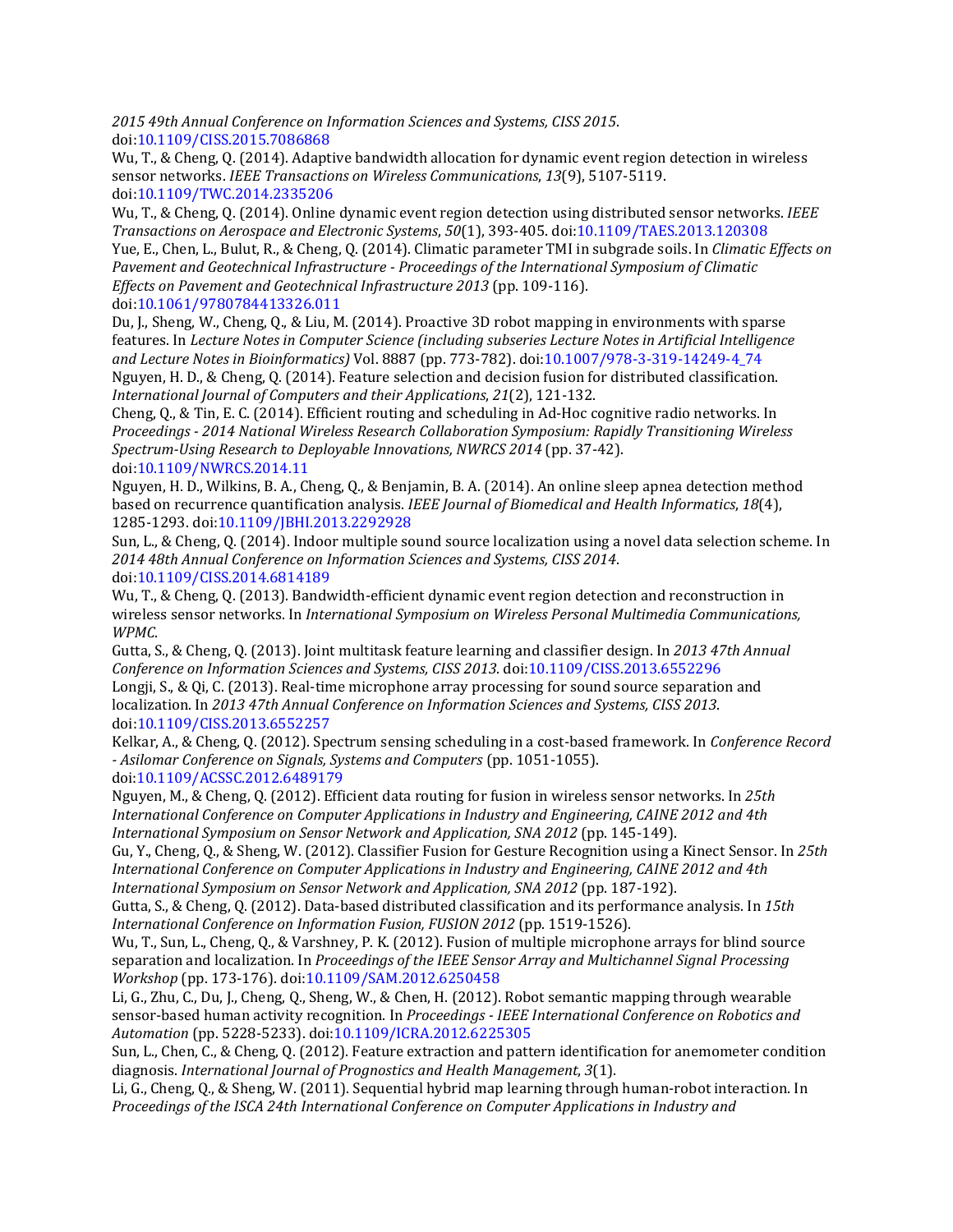*2015 49th Annual Conference on Information Sciences and Systems, CISS 2015*. doi:10.1109/CISS.2015.7086868

Wu, T., & Cheng, Q. (2014). Adaptive bandwidth allocation for dynamic event region detection in wireless sensor networks. *IEEE Transactions on Wireless Communications*, *13*(9), 5107-5119. doi:10.1109/TWC.2014.2335206

Wu, T., & Cheng, Q. (2014). Online dynamic event region detection using distributed sensor networks. *IEEE Transactions on Aerospace and Electronic Systems*, *50*(1), 393-405. doi:10.1109/TAES.2013.120308

Yue, E., Chen, L., Bulut, R., & Cheng, Q. (2014). Climatic parameter TMI in subgrade soils. In *Climatic Effects on Pavement and Geotechnical Infrastructure - Proceedings of the International Symposium of Climatic Effects on Pavement and Geotechnical Infrastructure 2013* (pp. 109-116). doi:10.1061/9780784413326.011

Du, J., Sheng, W., Cheng, Q., & Liu, M. (2014). Proactive 3D robot mapping in environments with sparse features. In *Lecture Notes in Computer Science (including subseries Lecture Notes in Artificial Intelligence and Lecture Notes in Bioinformatics)* Vol. 8887 (pp. 773-782). doi:10.1007/978-3-319-14249-4_74

Nguyen, H. D., & Cheng, Q. (2014). Feature selection and decision fusion for distributed classification. *International Journal of Computers and their Applications*, *21*(2), 121-132.

Cheng, Q., & Tin, E. C. (2014). Efficient routing and scheduling in Ad-Hoc cognitive radio networks. In *Proceedings - 2014 National Wireless Research Collaboration Symposium: Rapidly Transitioning Wireless Spectrum-Using Research to Deployable Innovations, NWRCS 2014* (pp. 37-42). doi:10.1109/NWRCS.2014.11

Nguyen, H. D., Wilkins, B. A., Cheng, Q., & Benjamin, B. A. (2014). An online sleep apnea detection method based on recurrence quantification analysis. *IEEE Journal of Biomedical and Health Informatics*, *18*(4), 1285-1293. doi:10.1109/JBHI.2013.2292928

Sun, L., & Cheng, Q. (2014). Indoor multiple sound source localization using a novel data selection scheme. In *2014 48th Annual Conference on Information Sciences and Systems, CISS 2014*. doi:10.1109/CISS.2014.6814189

Wu, T., & Cheng, Q. (2013). Bandwidth-efficient dynamic event region detection and reconstruction in wireless sensor networks. In *International Symposium on Wireless Personal Multimedia Communications, WPMC*.

Gutta, S., & Cheng, Q. (2013). Joint multitask feature learning and classifier design. In *2013 47th Annual Conference on Information Sciences and Systems, CISS 2013*. doi:10.1109/CISS.2013.6552296

Longji, S., & Qi, C. (2013). Real-time microphone array processing for sound source separation and localization. In *2013 47th Annual Conference on Information Sciences and Systems, CISS 2013*. doi:10.1109/CISS.2013.6552257

Kelkar, A., & Cheng, Q. (2012). Spectrum sensing scheduling in a cost-based framework. In *Conference Record - Asilomar Conference on Signals, Systems and Computers* (pp. 1051-1055). doi:10.1109/ACSSC.2012.6489179

Nguyen, M., & Cheng, Q. (2012). Efficient data routing for fusion in wireless sensor networks. In *25th International Conference on Computer Applications in Industry and Engineering, CAINE 2012 and 4th International Symposium on Sensor Network and Application, SNA 2012* (pp. 145-149).

Gu, Y., Cheng, Q., & Sheng, W. (2012). Classifier Fusion for Gesture Recognition using a Kinect Sensor. In *25th International Conference on Computer Applications in Industry and Engineering, CAINE 2012 and 4th International Symposium on Sensor Network and Application, SNA 2012* (pp. 187-192).

Gutta, S., & Cheng, Q. (2012). Data-based distributed classification and its performance analysis. In *15th International Conference on Information Fusion, FUSION 2012* (pp. 1519-1526).

Wu, T., Sun, L., Cheng, Q., & Varshney, P. K. (2012). Fusion of multiple microphone arrays for blind source separation and localization. In *Proceedings of the IEEE Sensor Array and Multichannel Signal Processing Workshop* (pp. 173-176). doi:10.1109/SAM.2012.6250458

Li, G., Zhu, C., Du, J., Cheng, Q., Sheng, W., & Chen, H. (2012). Robot semantic mapping through wearable sensor-based human activity recognition. In *Proceedings - IEEE International Conference on Robotics and Automation* (pp. 5228-5233). doi:10.1109/ICRA.2012.6225305

Sun, L., Chen, C., & Cheng, Q. (2012). Feature extraction and pattern identification for anemometer condition diagnosis. *International Journal of Prognostics and Health Management*, *3*(1).

Li, G., Cheng, Q., & Sheng, W. (2011). Sequential hybrid map learning through human-robot interaction. In *Proceedings of the ISCA 24th International Conference on Computer Applications in Industry and*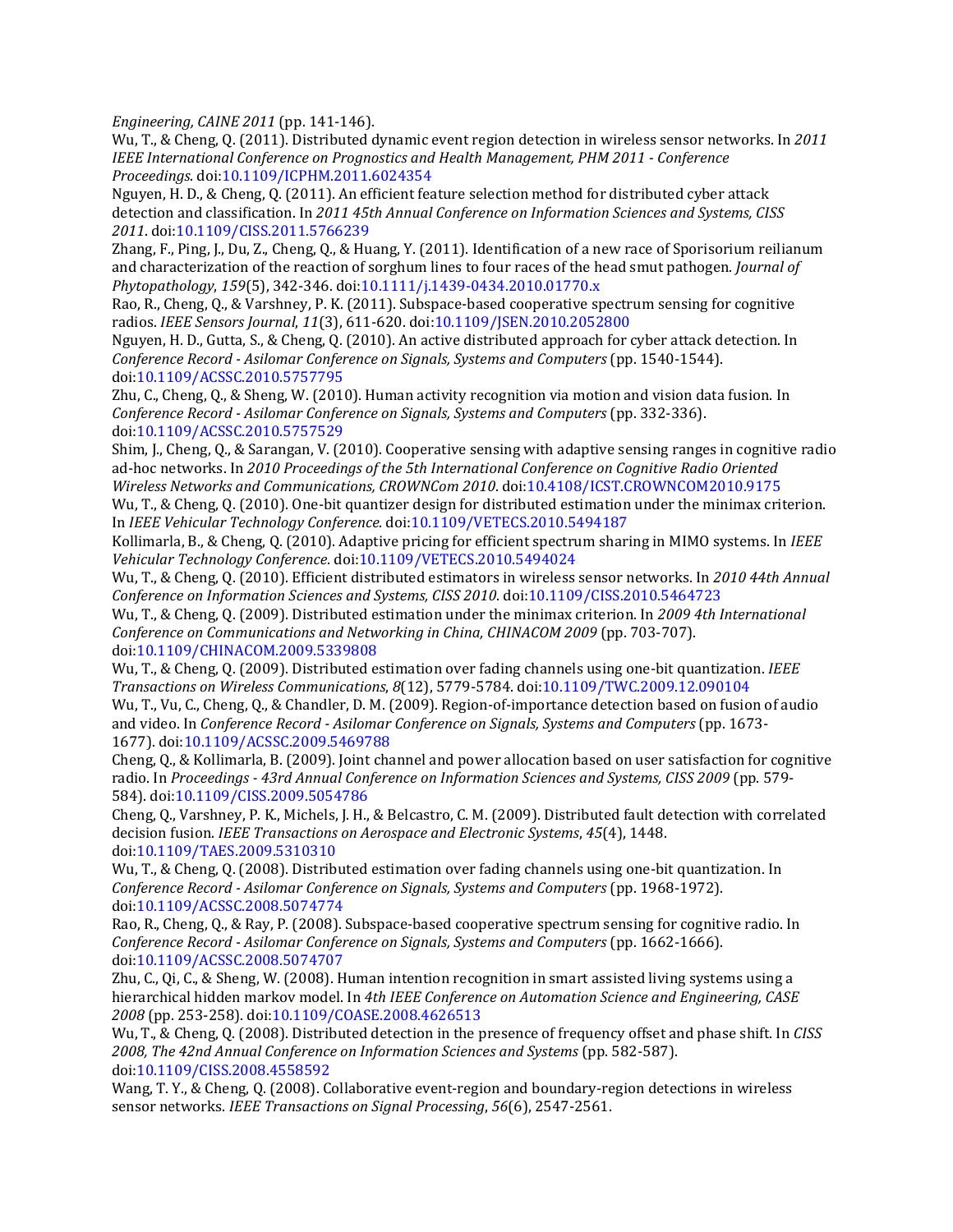*Engineering, CAINE 2011* (pp. 141-146).

Wu, T., & Cheng, Q. (2011). Distributed dynamic event region detection in wireless sensor networks. In *2011 IEEE International Conference on Prognostics and Health Management, PHM 2011 - Conference Proceedings*. doi:10.1109/ICPHM.2011.6024354

Nguyen, H. D., & Cheng, Q. (2011). An efficient feature selection method for distributed cyber attack detection and classification. In *2011 45th Annual Conference on Information Sciences and Systems, CISS 2011*. doi:10.1109/CISS.2011.5766239

Zhang, F., Ping, J., Du, Z., Cheng, Q., & Huang, Y. (2011). Identification of a new race of Sporisorium reilianum and characterization of the reaction of sorghum lines to four races of the head smut pathogen. *Journal of Phytopathology*, *159*(5), 342-346. doi:10.1111/j.1439-0434.2010.01770.x

Rao, R., Cheng, Q., & Varshney, P. K. (2011). Subspace-based cooperative spectrum sensing for cognitive radios. *IEEE Sensors Journal*, *11*(3), 611-620. doi:10.1109/JSEN.2010.2052800

Nguyen, H. D., Gutta, S., & Cheng, Q. (2010). An active distributed approach for cyber attack detection. In *Conference Record - Asilomar Conference on Signals, Systems and Computers* (pp. 1540-1544). doi:10.1109/ACSSC.2010.5757795

Zhu, C., Cheng, Q., & Sheng, W. (2010). Human activity recognition via motion and vision data fusion. In *Conference Record - Asilomar Conference on Signals, Systems and Computers* (pp. 332-336). doi:10.1109/ACSSC.2010.5757529

Shim, J., Cheng, Q., & Sarangan, V. (2010). Cooperative sensing with adaptive sensing ranges in cognitive radio ad-hoc networks. In *2010 Proceedings of the 5th International Conference on Cognitive Radio Oriented Wireless Networks and Communications, CROWNCom 2010*. doi:10.4108/ICST.CROWNCOM2010.9175

Wu, T., & Cheng, Q. (2010). One-bit quantizer design for distributed estimation under the minimax criterion. In *IEEE Vehicular Technology Conference*. doi:10.1109/VETECS.2010.5494187

Kollimarla, B., & Cheng, Q. (2010). Adaptive pricing for efficient spectrum sharing in MIMO systems. In *IEEE Vehicular Technology Conference*. doi:10.1109/VETECS.2010.5494024

Wu, T., & Cheng, Q. (2010). Efficient distributed estimators in wireless sensor networks. In *2010 44th Annual Conference on Information Sciences and Systems, CISS 2010*. doi:10.1109/CISS.2010.5464723

Wu, T., & Cheng, Q. (2009). Distributed estimation under the minimax criterion. In *2009 4th International Conference on Communications and Networking in China, CHINACOM 2009* (pp. 703-707). doi:10.1109/CHINACOM.2009.5339808

Wu, T., & Cheng, Q. (2009). Distributed estimation over fading channels using one-bit quantization. *IEEE Transactions on Wireless Communications*, *8*(12), 5779-5784. doi:10.1109/TWC.2009.12.090104

Wu, T., Vu, C., Cheng, Q., & Chandler, D. M. (2009). Region-of-importance detection based on fusion of audio and video. In *Conference Record - Asilomar Conference on Signals, Systems and Computers* (pp. 1673-1677). doi:10.1109/ACSSC.2009.5469788

Cheng, Q., & Kollimarla, B. (2009). Joint channel and power allocation based on user satisfaction for cognitive radio. In *Proceedings - 43rd Annual Conference on Information Sciences and Systems, CISS 2009* (pp. 579-584). doi:10.1109/CISS.2009.5054786

Cheng, Q., Varshney, P. K., Michels, J. H., & Belcastro, C. M. (2009). Distributed fault detection with correlated decision fusion. *IEEE Transactions on Aerospace and Electronic Systems*, *45*(4), 1448. doi:10.1109/TAES.2009.5310310

Wu, T., & Cheng, Q. (2008). Distributed estimation over fading channels using one-bit quantization. In *Conference Record - Asilomar Conference on Signals, Systems and Computers* (pp. 1968-1972). doi:10.1109/ACSSC.2008.5074774

Rao, R., Cheng, Q., & Ray, P. (2008). Subspace-based cooperative spectrum sensing for cognitive radio. In *Conference Record - Asilomar Conference on Signals, Systems and Computers* (pp. 1662-1666). doi:10.1109/ACSSC.2008.5074707

Zhu, C., Qi, C., & Sheng, W. (2008). Human intention recognition in smart assisted living systems using a hierarchical hidden markov model. In *4th IEEE Conference on Automation Science and Engineering, CASE 2008* (pp. 253-258). doi:10.1109/COASE.2008.4626513

Wu, T., & Cheng, Q. (2008). Distributed detection in the presence of frequency offset and phase shift. In *CISS 2008, The 42nd Annual Conference on Information Sciences and Systems* (pp. 582-587). doi:10.1109/CISS.2008.4558592

Wang, T. Y., & Cheng, Q. (2008). Collaborative event-region and boundary-region detections in wireless sensor networks. *IEEE Transactions on Signal Processing*, *56*(6), 2547-2561.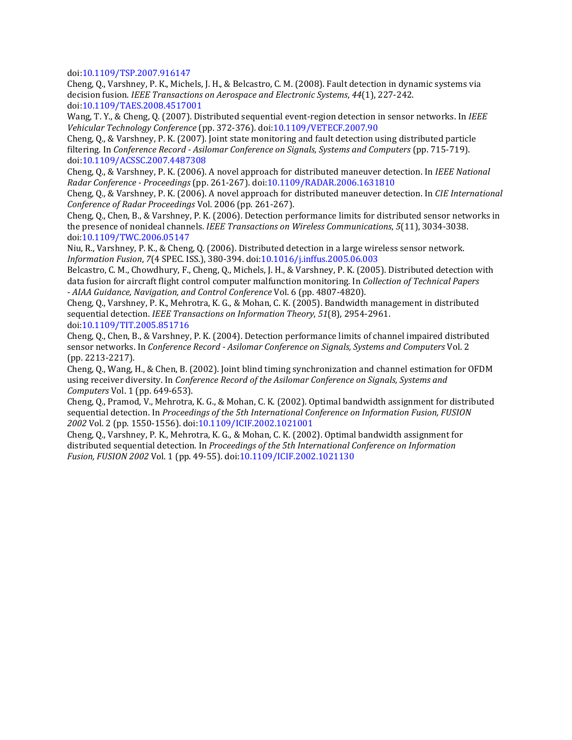doi:10.1109/TSP.2007.916147

Cheng, Q., Varshney, P. K., Michels, J. H., & Belcastro, C. M. (2008). Fault detection in dynamic systems via decision fusion. *IEEE Transactions on Aerospace and Electronic Systems*, *44*(1), 227-242. doi:10.1109/TAES.2008.4517001

Wang, T. Y., & Cheng, Q. (2007). Distributed sequential event-region detection in sensor networks. In *IEEE Vehicular Technology Conference* (pp. 372-376). doi:10.1109/VETECF.2007.90

Cheng, Q., & Varshney, P. K. (2007). Joint state monitoring and fault detection using distributed particle filtering. In *Conference Record - Asilomar Conference on Signals, Systems and Computers* (pp. 715-719). doi:10.1109/ACSSC.2007.4487308

Cheng, Q., & Varshney, P. K. (2006). A novel approach for distributed maneuver detection. In *IEEE National Radar Conference - Proceedings* (pp. 261-267). doi:10.1109/RADAR.2006.1631810

Cheng, Q., & Varshney, P. K. (2006). A novel approach for distributed maneuver detection. In *CIE International Conference of Radar Proceedings* Vol. 2006 (pp. 261-267).

Cheng, Q., Chen, B., & Varshney, P. K. (2006). Detection performance limits for distributed sensor networks in the presence of nonideal channels. *IEEE Transactions on Wireless Communications*, *5*(11), 3034-3038. doi:10.1109/TWC.2006.05147

Niu, R., Varshney, P. K., & Cheng, Q. (2006). Distributed detection in a large wireless sensor network. *Information Fusion*, *7*(4 SPEC. ISS.), 380-394. doi:10.1016/j.inffus.2005.06.003

Belcastro, C. M., Chowdhury, F., Cheng, Q., Michels, J. H., & Varshney, P. K. (2005). Distributed detection with data fusion for aircraft flight control computer malfunction monitoring. In *Collection of Technical Papers - AIAA Guidance, Navigation, and Control Conference* Vol. 6 (pp. 4807-4820).

Cheng, Q., Varshney, P. K., Mehrotra, K. G., & Mohan, C. K. (2005). Bandwidth management in distributed sequential detection. *IEEE Transactions on Information Theory*, *51*(8), 2954-2961. doi:10.1109/TIT.2005.851716

Cheng, Q., Chen, B., & Varshney, P. K. (2004). Detection performance limits of channel impaired distributed sensor networks. In *Conference Record - Asilomar Conference on Signals, Systems and Computers* Vol. 2 (pp. 2213-2217).

Cheng, Q., Wang, H., & Chen, B. (2002). Joint blind timing synchronization and channel estimation for OFDM using receiver diversity. In *Conference Record of the Asilomar Conference on Signals, Systems and Computers* Vol. 1 (pp. 649-653).

Cheng, Q., Pramod, V., Mehrotra, K. G., & Mohan, C. K. (2002). Optimal bandwidth assignment for distributed sequential detection. In *Proceedings of the 5th International Conference on Information Fusion, FUSION 2002* Vol. 2 (pp. 1550-1556). doi:10.1109/ICIF.2002.1021001

Cheng, Q., Varshney, P. K., Mehrotra, K. G., & Mohan, C. K. (2002). Optimal bandwidth assignment for distributed sequential detection. In *Proceedings of the 5th International Conference on Information Fusion, FUSION 2002* Vol. 1 (pp. 49-55). doi:10.1109/ICIF.2002.1021130